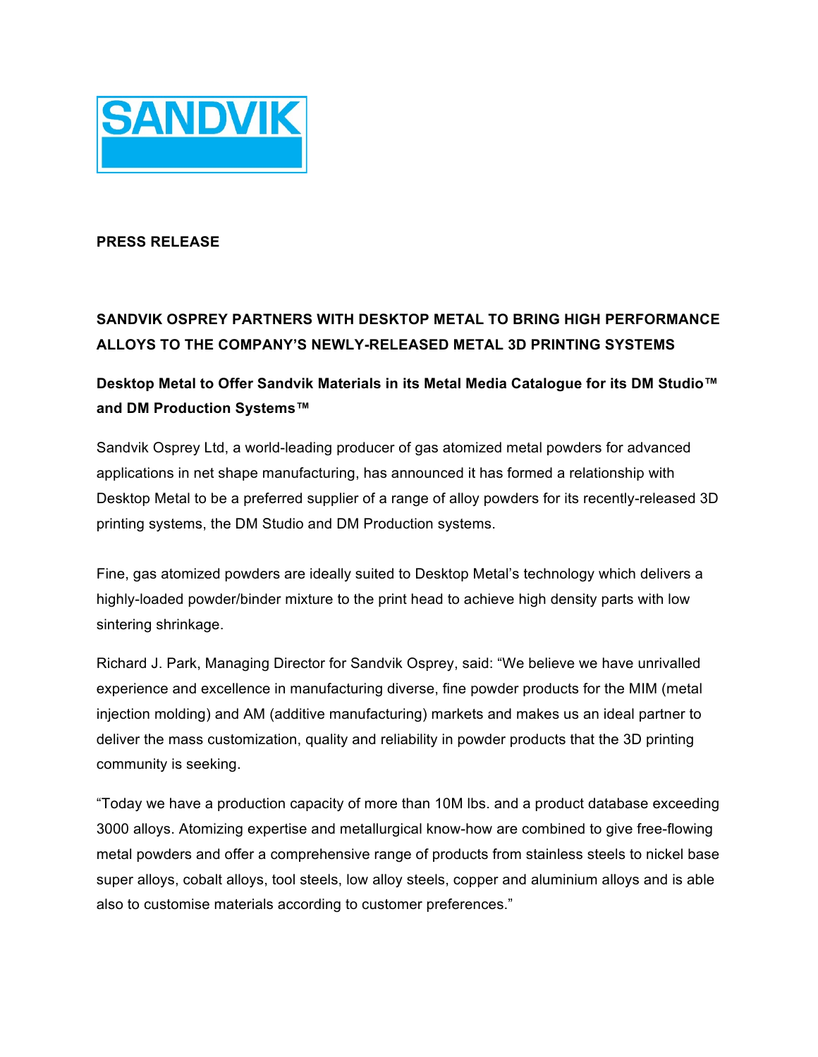SANDVIK

**PRESS RELEASE**

# SANDVIK OSPREY PARTNERS WITH DESKTOP METAL TO BRING HIGH PERFORMANCE ALLOYS TO THE COMPANY'S NEWLY-RELEASED METAL 3D PRINTING SYSTEMS

## Desktop Metal to Offer Sandvik Materials in its Metal Media Catalogue for its DM Studio™ and DM Production Systems™

Sandvik Osprey Ltd, a world-leading producer of gas atomized metal powders for advanced applications in net shape manufacturing, has announced it has formed a relationship with Desktop Metal to be a preferred supplier of a range of alloy powders for its recently-released 3D printing systems, the DM Studio and DM Production systems.

Fine, gas atomized powders are ideally suited to Desktop Metal's technology which delivers a highly-loaded powder/binder mixture to the print head to achieve high density parts with low sintering shrinkage.

Richard J. Park, Managing Director for Sandvik Osprey, said: "We believe we have unrivalled experience and excellence in manufacturing diverse, fine powder products for the MIM (metal injection molding) and AM (additive manufacturing) markets and makes us an ideal partner to deliver the mass customization, quality and reliability in powder products that the 3D printing community is seeking.

"Today we have a production capacity of more than 10M lbs. and a product database exceeding 3000 alloys. Atomizing expertise and metallurgical know-how are combined to give free-flowing metal powders and offer a comprehensive range of products from stainless steels to nickel base super alloys, cobalt alloys, tool steels, low alloy steels, copper and aluminium alloys and is able also to customise materials according to customer preferences."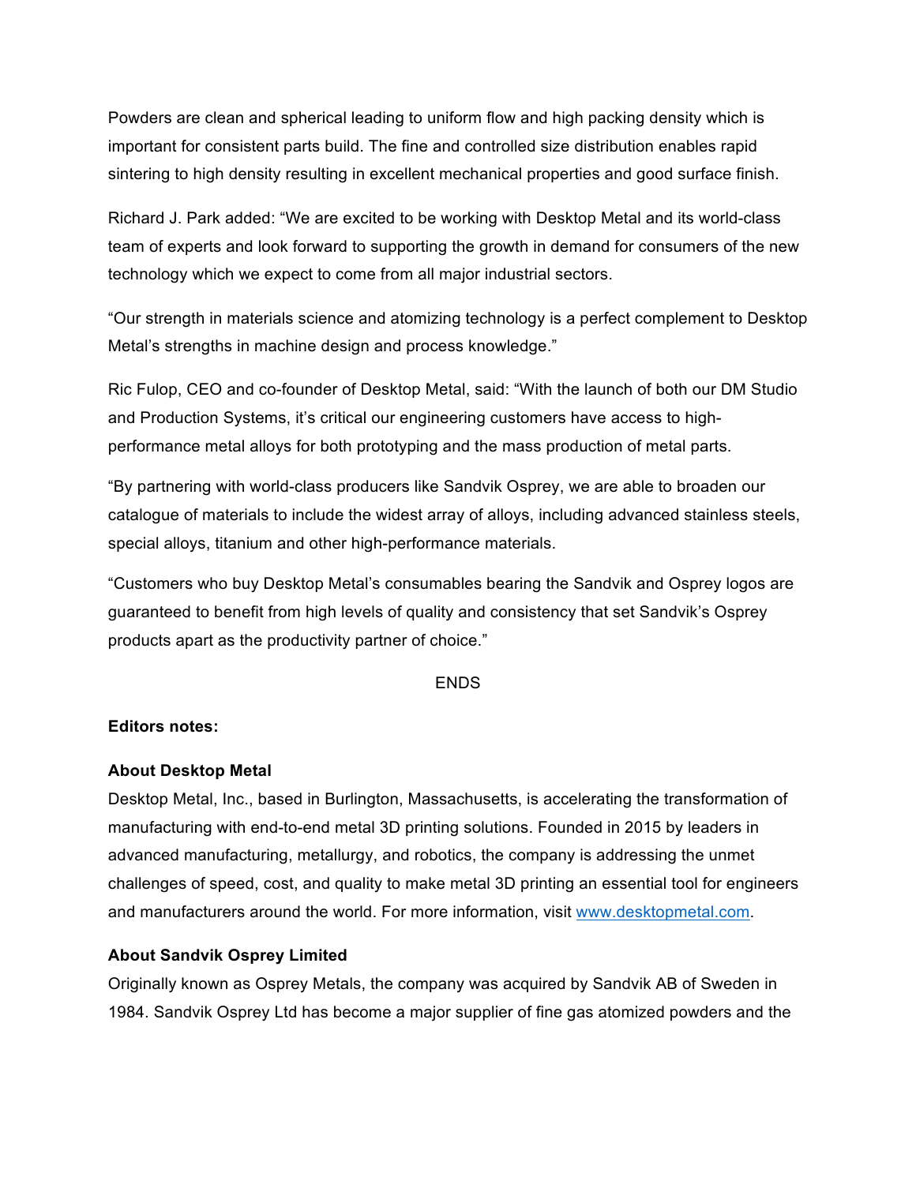Powders are clean and spherical leading to uniform flow and high packing density which is important for consistent parts build. The fine and controlled size distribution enables rapid sintering to high density resulting in excellent mechanical properties and good surface finish.

Richard J. Park added: “We are excited to be working with Desktop Metal and its world-class team of experts and look forward to supporting the growth in demand for consumers of the new technology which we expect to come from all major industrial sectors.

“Our strength in materials science and atomizing technology is a perfect complement to Desktop Metal’s strengths in machine design and process knowledge.”

Ric Fulop, CEO and co-founder of Desktop Metal, said: “With the launch of both our DM Studio and Production Systems, it’s critical our engineering customers have access to high-performance metal alloys for both prototyping and the mass production of metal parts.

“By partnering with world-class producers like Sandvik Osprey, we are able to broaden our catalogue of materials to include the widest array of alloys, including advanced stainless steels, special alloys, titanium and other high-performance materials.

“Customers who buy Desktop Metal’s consumables bearing the Sandvik and Osprey logos are guaranteed to benefit from high levels of quality and consistency that set Sandvik’s Osprey products apart as the productivity partner of choice.”

ENDS

**Editors notes:**

**About Desktop Metal**

Desktop Metal, Inc., based in Burlington, Massachusetts, is accelerating the transformation of manufacturing with end-to-end metal 3D printing solutions. Founded in 2015 by leaders in advanced manufacturing, metallurgy, and robotics, the company is addressing the unmet challenges of speed, cost, and quality to make metal 3D printing an essential tool for engineers and manufacturers around the world. For more information, visit [www.desktopmetal.com](http://www.desktopmetal.com).

**About Sandvik Osprey Limited**

Originally known as Osprey Metals, the company was acquired by Sandvik AB of Sweden in 1984. Sandvik Osprey Ltd has become a major supplier of fine gas atomized powders and the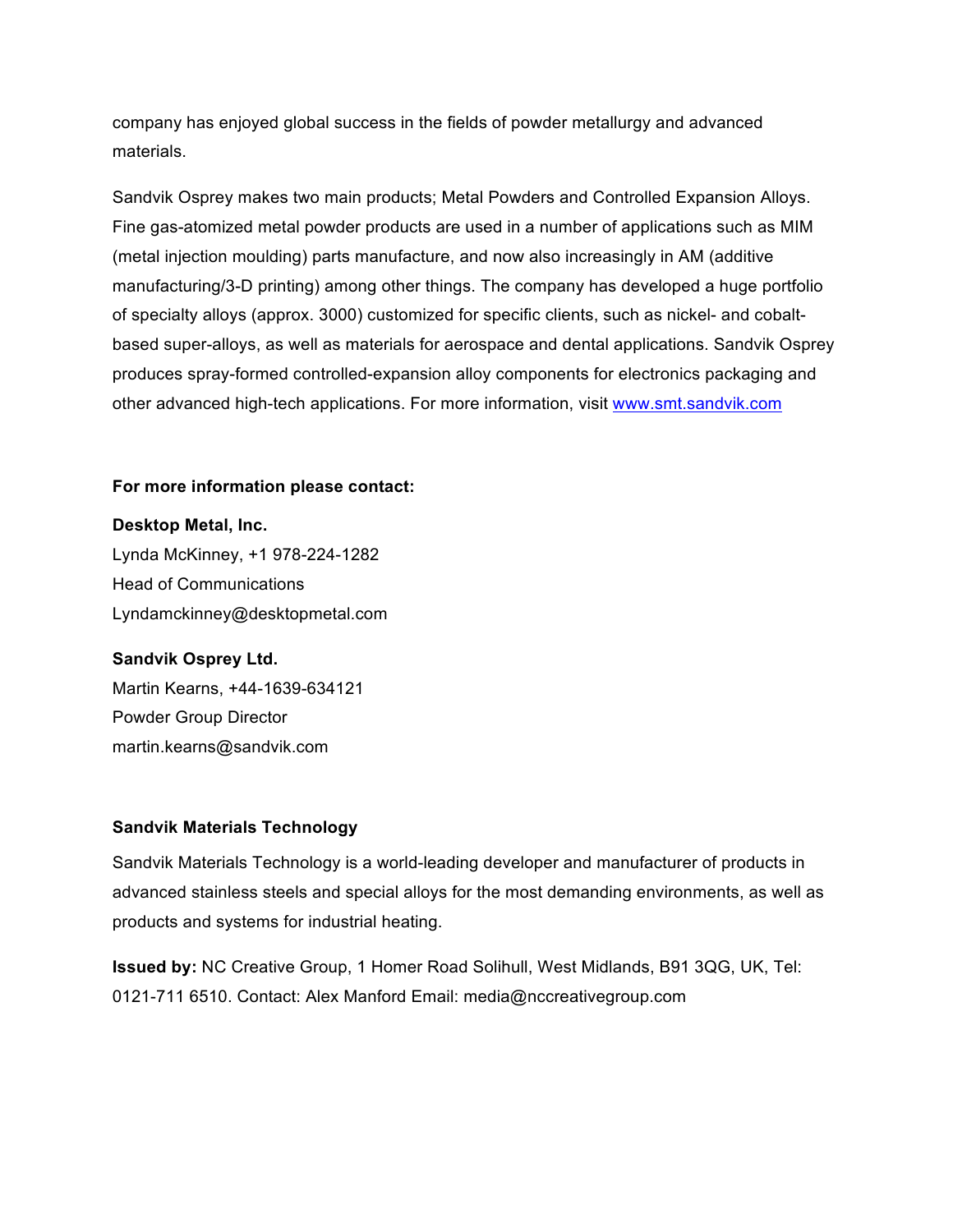company has enjoyed global success in the fields of powder metallurgy and advanced materials.

Sandvik Osprey makes two main products; Metal Powders and Controlled Expansion Alloys. Fine gas-atomized metal powder products are used in a number of applications such as MIM (metal injection moulding) parts manufacture, and now also increasingly in AM (additive manufacturing/3-D printing) among other things. The company has developed a huge portfolio of specialty alloys (approx. 3000) customized for specific clients, such as nickel- and cobalt-based super-alloys, as well as materials for aerospace and dental applications. Sandvik Osprey produces spray-formed controlled-expansion alloy components for electronics packaging and other advanced high-tech applications. For more information, visit [www.smt.sandvik.com](http://www.smt.sandvik.com)

**For more information please contact:**

**Desktop Metal, Inc.**
Lynda McKinney, +1 978-224-1282
Head of Communications
Lyndamckinney@desktopmetal.com

**Sandvik Osprey Ltd.**
Martin Kearns, +44-1639-634121
Powder Group Director
martin.kearns@sandvik.com

**Sandvik Materials Technology**

Sandvik Materials Technology is a world-leading developer and manufacturer of products in advanced stainless steels and special alloys for the most demanding environments, as well as products and systems for industrial heating.

**Issued by:** NC Creative Group, 1 Homer Road Solihull, West Midlands, B91 3QG, UK, Tel: 0121-711 6510. Contact: Alex Manford Email: media@nccreativegroup.com